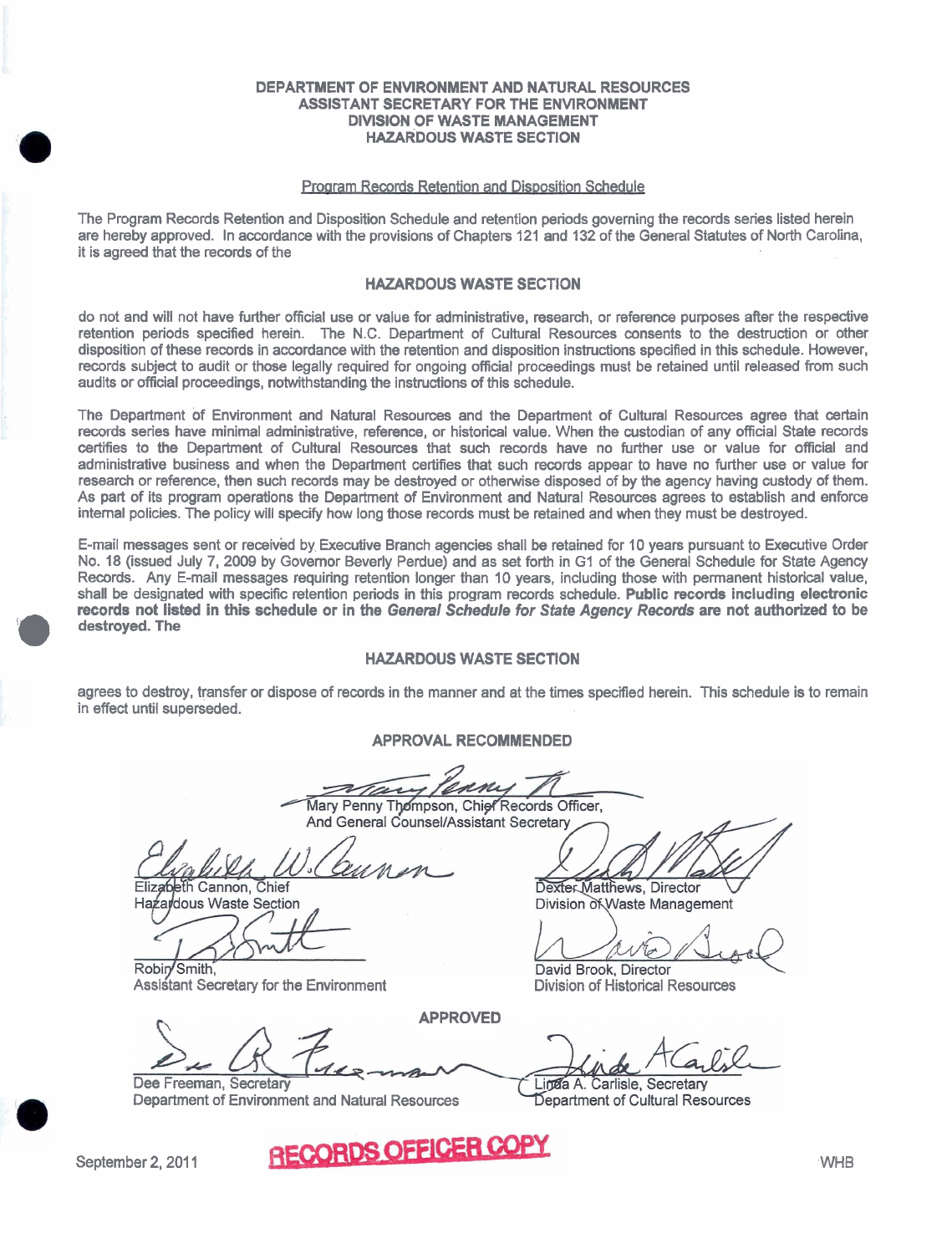**DEPARTMENT OF ENVIRONMENT AND NATURAL RESOURCES**
**ASSISTANT SECRETARY FOR THE ENVIRONMENT**
**DIVISION OF WASTE MANAGEMENT**
**HAZARDOUS WASTE SECTION**

Program Records Retention and Disposition Schedule

The Program Records Retention and Disposition Schedule and retention periods governing the records series listed herein are hereby approved. In accordance with the provisions of Chapters 121 and 132 of the General Statutes of North Carolina, it is agreed that the records of the

**HAZARDOUS WASTE SECTION**

do not and will not have further official use or value for administrative, research, or reference purposes after the respective retention periods specified herein. The N.C. Department of Cultural Resources consents to the destruction or other disposition of these records in accordance with the retention and disposition instructions specified in this schedule. However, records subject to audit or those legally required for ongoing official proceedings must be retained until released from such audits or official proceedings, notwithstanding the instructions of this schedule.

The Department of Environment and Natural Resources and the Department of Cultural Resources agree that certain records series have minimal administrative, reference, or historical value. When the custodian of any official State records certifies to the Department of Cultural Resources that such records have no further use or value for official and administrative business and when the Department certifies that such records appear to have no further use or value for research or reference, then such records may be destroyed or otherwise disposed of by the agency having custody of them. As part of its program operations the Department of Environment and Natural Resources agrees to establish and enforce internal policies. The policy will specify how long those records must be retained and when they must be destroyed.

E-mail messages sent or received by Executive Branch agencies shall be retained for 10 years pursuant to Executive Order No. 18 (issued July 7, 2009 by Governor Beverly Perdue) and as set forth in G1 of the General Schedule for State Agency Records. Any E-mail messages requiring retention longer than 10 years, including those with permanent historical value, shall be designated with specific retention periods in this program records schedule. **Public records including electronic records not listed in this schedule or in the *General Schedule for State Agency Records* are not authorized to be destroyed. The**

**HAZARDOUS WASTE SECTION**

agrees to destroy, transfer or dispose of records in the manner and at the times specified herein. This schedule is to remain in effect until superseded.

**APPROVAL RECOMMENDED**

Mary Penny Thompson, Chief Records Officer,
And General Counsel/Assistant Secretary

Elizabeth Cannon, Chief
Hazardous Waste Section

Dexter Matthews, Director
Division of Waste Management

Robin Smith,
Assistant Secretary for the Environment

David Brook, Director
Division of Historical Resources

**APPROVED**

Dee Freeman, Secretary
Department of Environment and Natural Resources

Linda A. Carlisle, Secretary
Department of Cultural Resources

September 2, 2011

RECORDS OFFICER COPY

WHB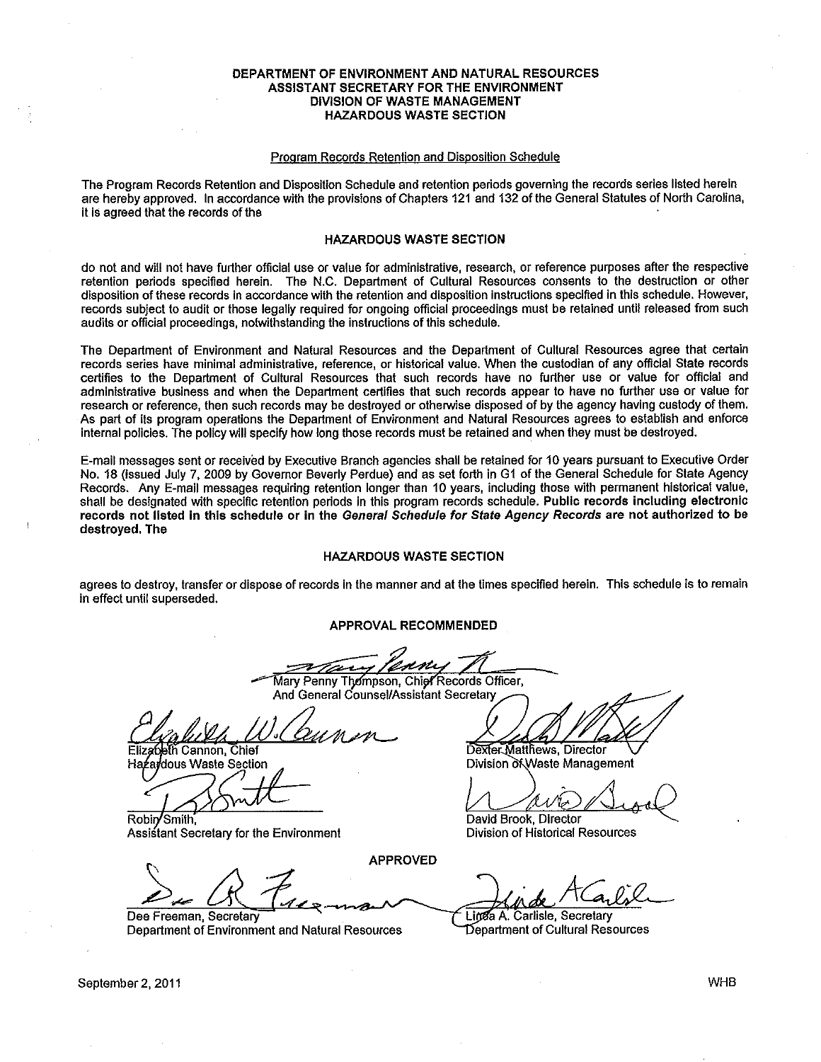**DEPARTMENT OF ENVIRONMENT AND NATURAL RESOURCES**
**ASSISTANT SECRETARY FOR THE ENVIRONMENT**
**DIVISION OF WASTE MANAGEMENT**
**HAZARDOUS WASTE SECTION**

Program Records Retention and Disposition Schedule

The Program Records Retention and Disposition Schedule and retention periods governing the records series listed herein are hereby approved. In accordance with the provisions of Chapters 121 and 132 of the General Statutes of North Carolina, it is agreed that the records of the

**HAZARDOUS WASTE SECTION**

do not and will not have further official use or value for administrative, research, or reference purposes after the respective retention periods specified herein. The N.C. Department of Cultural Resources consents to the destruction or other disposition of these records in accordance with the retention and disposition instructions specified in this schedule. However, records subject to audit or those legally required for ongoing official proceedings must be retained until released from such audits or official proceedings, notwithstanding the instructions of this schedule.

The Department of Environment and Natural Resources and the Department of Cultural Resources agree that certain records series have minimal administrative, reference, or historical value. When the custodian of any official State records certifies to the Department of Cultural Resources that such records have no further use or value for official and administrative business and when the Department certifies that such records appear to have no further use or value for research or reference, then such records may be destroyed or otherwise disposed of by the agency having custody of them. As part of its program operations the Department of Environment and Natural Resources agrees to establish and enforce internal policies. The policy will specify how long those records must be retained and when they must be destroyed.

E-mail messages sent or received by Executive Branch agencies shall be retained for 10 years pursuant to Executive Order No. 18 (issued July 7, 2009 by Governor Beverly Perdue) and as set forth in G1 of the General Schedule for State Agency Records. Any E-mail messages requiring retention longer than 10 years, including those with permanent historical value, shall be designated with specific retention periods in this program records schedule. **Public records including electronic records not listed in this schedule or in the *General Schedule for State Agency Records* are not authorized to be destroyed. The**

**HAZARDOUS WASTE SECTION**

agrees to destroy, transfer or dispose of records in the manner and at the times specified herein. This schedule is to remain in effect until superseded.

**APPROVAL RECOMMENDED**

Mary Penny Thompson, Chief Records Officer,
And General Counsel/Assistant Secretary

Elizabeth Cannon, Chief
Hazardous Waste Section

Dexter Matthews, Director
Division of Waste Management

Robin Smith,
Assistant Secretary for the Environment

David Brook, Director
Division of Historical Resources

**APPROVED**

Dee Freeman, Secretary
Department of Environment and Natural Resources

Linda A. Carlisle, Secretary
Department of Cultural Resources

September 2, 2011

WHB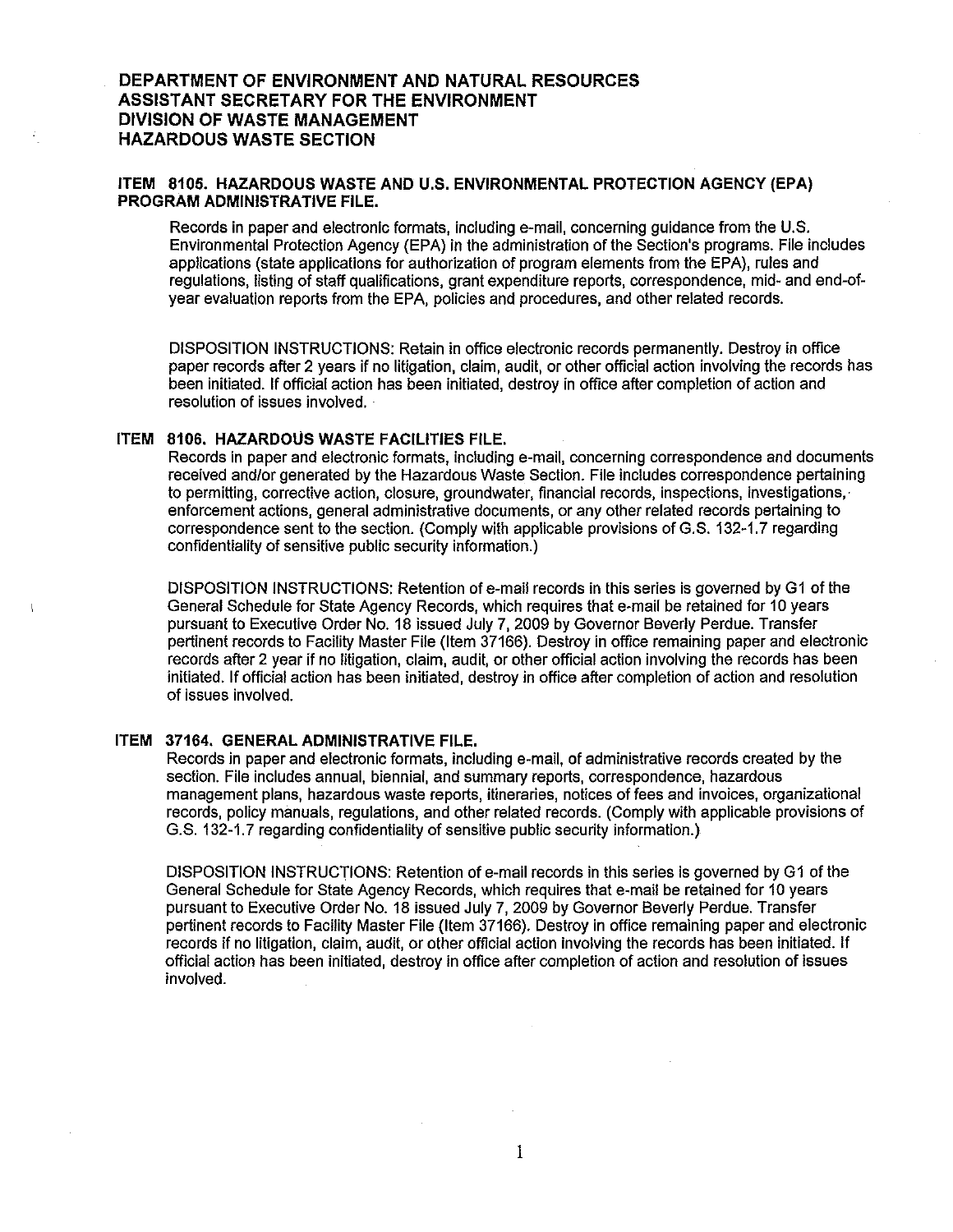## DEPARTMENT OF ENVIRONMENT AND NATURAL RESOURCES
## ASSISTANT SECRETARY FOR THE ENVIRONMENT
## DIVISION OF WASTE MANAGEMENT
## HAZARDOUS WASTE SECTION

### ITEM 8105. HAZARDOUS WASTE AND U.S. ENVIRONMENTAL PROTECTION AGENCY (EPA) PROGRAM ADMINISTRATIVE FILE.

Records in paper and electronic formats, including e-mail, concerning guidance from the U.S. Environmental Protection Agency (EPA) in the administration of the Section's programs. File includes applications (state applications for authorization of program elements from the EPA), rules and regulations, listing of staff qualifications, grant expenditure reports, correspondence, mid- and end-of-year evaluation reports from the EPA, policies and procedures, and other related records.

DISPOSITION INSTRUCTIONS: Retain in office electronic records permanently. Destroy in office paper records after 2 years if no litigation, claim, audit, or other official action involving the records has been initiated. If official action has been initiated, destroy in office after completion of action and resolution of issues involved.

### ITEM 8106. HAZARDOUS WASTE FACILITIES FILE.

Records in paper and electronic formats, including e-mail, concerning correspondence and documents received and/or generated by the Hazardous Waste Section. File includes correspondence pertaining to permitting, corrective action, closure, groundwater, financial records, inspections, investigations, enforcement actions, general administrative documents, or any other related records pertaining to correspondence sent to the section. (Comply with applicable provisions of G.S. 132-1.7 regarding confidentiality of sensitive public security information.)

DISPOSITION INSTRUCTIONS: Retention of e-mail records in this series is governed by G1 of the General Schedule for State Agency Records, which requires that e-mail be retained for 10 years pursuant to Executive Order No. 18 issued July 7, 2009 by Governor Beverly Perdue. Transfer pertinent records to Facility Master File (Item 37166). Destroy in office remaining paper and electronic records after 2 year if no litigation, claim, audit, or other official action involving the records has been initiated. If official action has been initiated, destroy in office after completion of action and resolution of issues involved.

### ITEM 37164. GENERAL ADMINISTRATIVE FILE.

Records in paper and electronic formats, including e-mail, of administrative records created by the section. File includes annual, biennial, and summary reports, correspondence, hazardous management plans, hazardous waste reports, itineraries, notices of fees and invoices, organizational records, policy manuals, regulations, and other related records. (Comply with applicable provisions of G.S. 132-1.7 regarding confidentiality of sensitive public security information.)

DISPOSITION INSTRUCTIONS: Retention of e-mail records in this series is governed by G1 of the General Schedule for State Agency Records, which requires that e-mail be retained for 10 years pursuant to Executive Order No. 18 issued July 7, 2009 by Governor Beverly Perdue. Transfer pertinent records to Facility Master File (Item 37166). Destroy in office remaining paper and electronic records if no litigation, claim, audit, or other official action involving the records has been initiated. If official action has been initiated, destroy in office after completion of action and resolution of issues involved.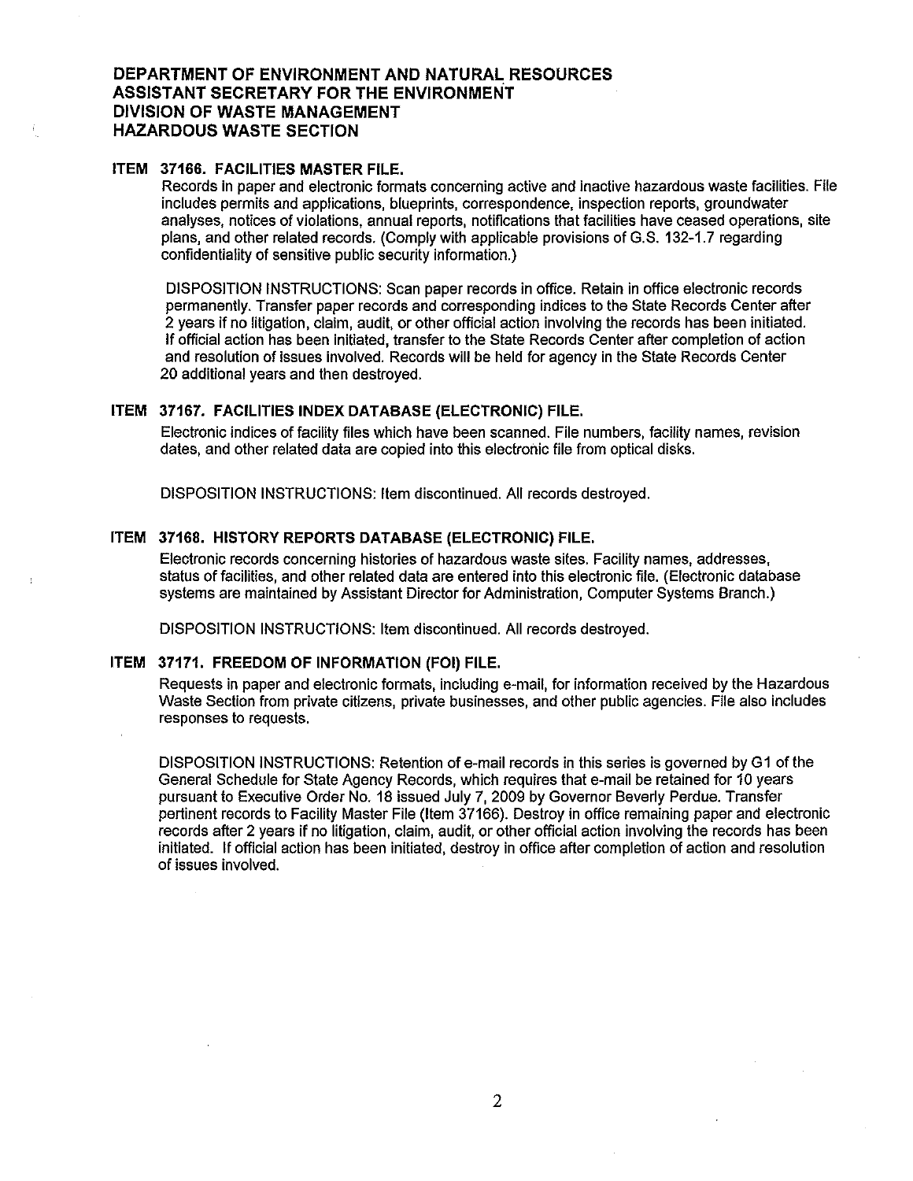**DEPARTMENT OF ENVIRONMENT AND NATURAL RESOURCES**
**ASSISTANT SECRETARY FOR THE ENVIRONMENT**
**DIVISION OF WASTE MANAGEMENT**
**HAZARDOUS WASTE SECTION**

**ITEM 37166. FACILITIES MASTER FILE.**

Records in paper and electronic formats concerning active and inactive hazardous waste facilities. File includes permits and applications, blueprints, correspondence, inspection reports, groundwater analyses, notices of violations, annual reports, notifications that facilities have ceased operations, site plans, and other related records. (Comply with applicable provisions of G.S. 132-1.7 regarding confidentiality of sensitive public security information.)

DISPOSITION INSTRUCTIONS: Scan paper records in office. Retain in office electronic records permanently. Transfer paper records and corresponding indices to the State Records Center after 2 years if no litigation, claim, audit, or other official action involving the records has been initiated. If official action has been initiated, transfer to the State Records Center after completion of action and resolution of issues involved. Records will be held for agency in the State Records Center 20 additional years and then destroyed.

**ITEM 37167. FACILITIES INDEX DATABASE (ELECTRONIC) FILE.**

Electronic indices of facility files which have been scanned. File numbers, facility names, revision dates, and other related data are copied into this electronic file from optical disks.

DISPOSITION INSTRUCTIONS: Item discontinued. All records destroyed.

**ITEM 37168. HISTORY REPORTS DATABASE (ELECTRONIC) FILE.**

Electronic records concerning histories of hazardous waste sites. Facility names, addresses, status of facilities, and other related data are entered into this electronic file. (Electronic database systems are maintained by Assistant Director for Administration, Computer Systems Branch.)

DISPOSITION INSTRUCTIONS: Item discontinued. All records destroyed.

**ITEM 37171. FREEDOM OF INFORMATION (FOI) FILE.**

Requests in paper and electronic formats, including e-mail, for information received by the Hazardous Waste Section from private citizens, private businesses, and other public agencies. File also includes responses to requests.

DISPOSITION INSTRUCTIONS: Retention of e-mail records in this series is governed by G1 of the General Schedule for State Agency Records, which requires that e-mail be retained for 10 years pursuant to Executive Order No. 18 issued July 7, 2009 by Governor Beverly Perdue. Transfer pertinent records to Facility Master File (Item 37166). Destroy in office remaining paper and electronic records after 2 years if no litigation, claim, audit, or other official action involving the records has been initiated. If official action has been initiated, destroy in office after completion of action and resolution of issues involved.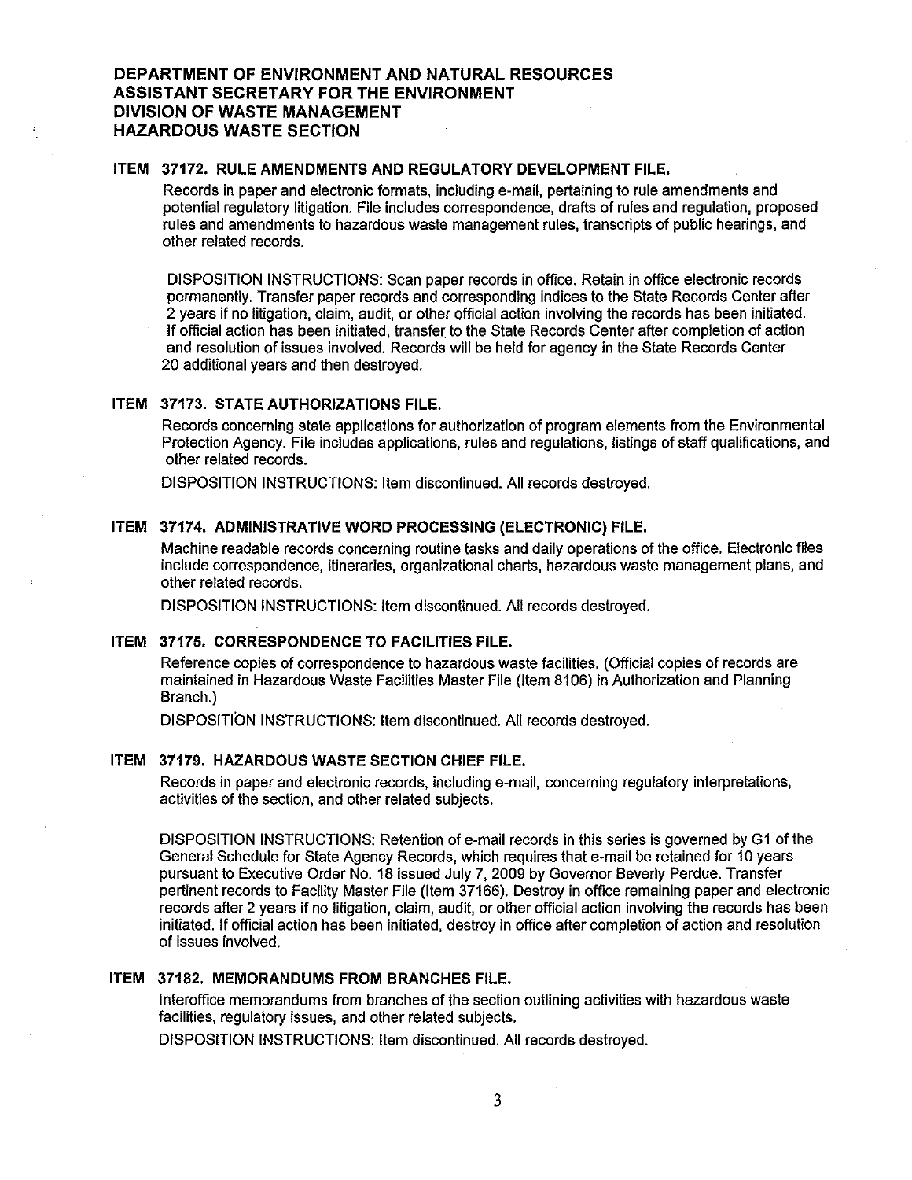**DEPARTMENT OF ENVIRONMENT AND NATURAL RESOURCES**
**ASSISTANT SECRETARY FOR THE ENVIRONMENT**
**DIVISION OF WASTE MANAGEMENT**
**HAZARDOUS WASTE SECTION**

### ITEM 37172. RULE AMENDMENTS AND REGULATORY DEVELOPMENT FILE.

Records in paper and electronic formats, including e-mail, pertaining to rule amendments and potential regulatory litigation. File includes correspondence, drafts of rules and regulation, proposed rules and amendments to hazardous waste management rules, transcripts of public hearings, and other related records.

DISPOSITION INSTRUCTIONS: Scan paper records in office. Retain in office electronic records permanently. Transfer paper records and corresponding indices to the State Records Center after 2 years if no litigation, claim, audit, or other official action involving the records has been initiated. If official action has been initiated, transfer to the State Records Center after completion of action and resolution of issues involved. Records will be held for agency in the State Records Center 20 additional years and then destroyed.

### ITEM 37173. STATE AUTHORIZATIONS FILE.

Records concerning state applications for authorization of program elements from the Environmental Protection Agency. File includes applications, rules and regulations, listings of staff qualifications, and other related records.

DISPOSITION INSTRUCTIONS: Item discontinued. All records destroyed.

### ITEM 37174. ADMINISTRATIVE WORD PROCESSING (ELECTRONIC) FILE.

Machine readable records concerning routine tasks and daily operations of the office. Electronic files include correspondence, itineraries, organizational charts, hazardous waste management plans, and other related records.

DISPOSITION INSTRUCTIONS: Item discontinued. All records destroyed.

### ITEM 37175. CORRESPONDENCE TO FACILITIES FILE.

Reference copies of correspondence to hazardous waste facilities. (Official copies of records are maintained in Hazardous Waste Facilities Master File (Item 8106) in Authorization and Planning Branch.)

DISPOSITION INSTRUCTIONS: Item discontinued. All records destroyed.

### ITEM 37179. HAZARDOUS WASTE SECTION CHIEF FILE.

Records in paper and electronic records, including e-mail, concerning regulatory interpretations, activities of the section, and other related subjects.

DISPOSITION INSTRUCTIONS: Retention of e-mail records in this series is governed by G1 of the General Schedule for State Agency Records, which requires that e-mail be retained for 10 years pursuant to Executive Order No. 18 issued July 7, 2009 by Governor Beverly Perdue. Transfer pertinent records to Facility Master File (Item 37166). Destroy in office remaining paper and electronic records after 2 years if no litigation, claim, audit, or other official action involving the records has been initiated. If official action has been initiated, destroy in office after completion of action and resolution of issues involved.

### ITEM 37182. MEMORANDUMS FROM BRANCHES FILE.

Interoffice memorandums from branches of the section outlining activities with hazardous waste facilities, regulatory issues, and other related subjects.

DISPOSITION INSTRUCTIONS: Item discontinued. All records destroyed.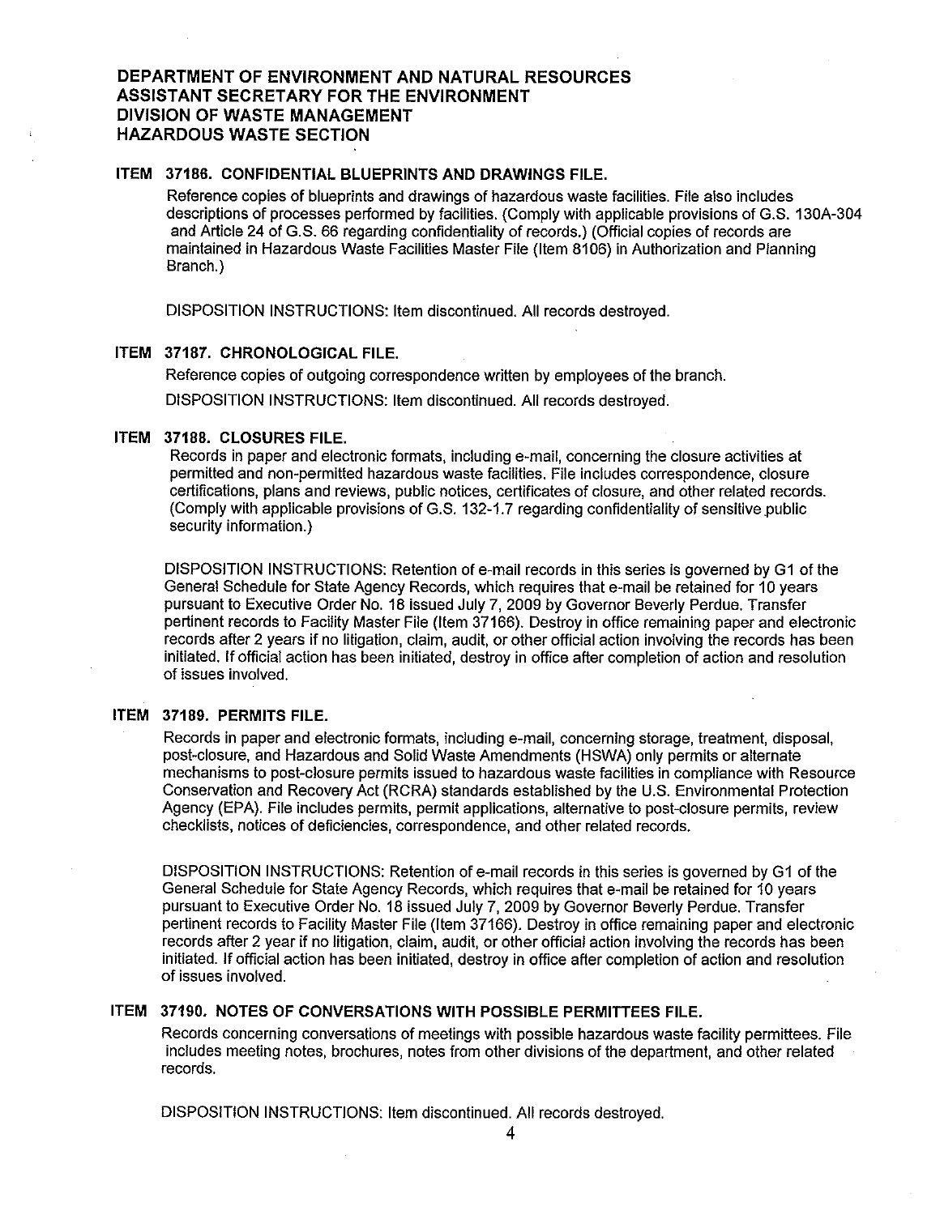**DEPARTMENT OF ENVIRONMENT AND NATURAL RESOURCES**
**ASSISTANT SECRETARY FOR THE ENVIRONMENT**
**DIVISION OF WASTE MANAGEMENT**
**HAZARDOUS WASTE SECTION**

**ITEM 37186. CONFIDENTIAL BLUEPRINTS AND DRAWINGS FILE.**

Reference copies of blueprints and drawings of hazardous waste facilities. File also includes descriptions of processes performed by facilities. (Comply with applicable provisions of G.S. 130A-304 and Article 24 of G.S. 66 regarding confidentiality of records.) (Official copies of records are maintained in Hazardous Waste Facilities Master File (Item 8106) in Authorization and Planning Branch.)

DISPOSITION INSTRUCTIONS: Item discontinued. All records destroyed.

**ITEM 37187. CHRONOLOGICAL FILE.**

Reference copies of outgoing correspondence written by employees of the branch.

DISPOSITION INSTRUCTIONS: Item discontinued. All records destroyed.

**ITEM 37188. CLOSURES FILE.**

Records in paper and electronic formats, including e-mail, concerning the closure activities at permitted and non-permitted hazardous waste facilities. File includes correspondence, closure certifications, plans and reviews, public notices, certificates of closure, and other related records. (Comply with applicable provisions of G.S. 132-1.7 regarding confidentiality of sensitive public security information.)

DISPOSITION INSTRUCTIONS: Retention of e-mail records in this series is governed by G1 of the General Schedule for State Agency Records, which requires that e-mail be retained for 10 years pursuant to Executive Order No. 18 issued July 7, 2009 by Governor Beverly Perdue. Transfer pertinent records to Facility Master File (Item 37166). Destroy in office remaining paper and electronic records after 2 years if no litigation, claim, audit, or other official action involving the records has been initiated. If official action has been initiated, destroy in office after completion of action and resolution of issues involved.

**ITEM 37189. PERMITS FILE.**

Records in paper and electronic formats, including e-mail, concerning storage, treatment, disposal, post-closure, and Hazardous and Solid Waste Amendments (HSWA) only permits or alternate mechanisms to post-closure permits issued to hazardous waste facilities in compliance with Resource Conservation and Recovery Act (RCRA) standards established by the U.S. Environmental Protection Agency (EPA). File includes permits, permit applications, alternative to post-closure permits, review checklists, notices of deficiencies, correspondence, and other related records.

DISPOSITION INSTRUCTIONS: Retention of e-mail records in this series is governed by G1 of the General Schedule for State Agency Records, which requires that e-mail be retained for 10 years pursuant to Executive Order No. 18 issued July 7, 2009 by Governor Beverly Perdue. Transfer pertinent records to Facility Master File (Item 37166). Destroy in office remaining paper and electronic records after 2 year if no litigation, claim, audit, or other official action involving the records has been initiated. If official action has been initiated, destroy in office after completion of action and resolution of issues involved.

**ITEM 37190. NOTES OF CONVERSATIONS WITH POSSIBLE PERMITTEES FILE.**

Records concerning conversations of meetings with possible hazardous waste facility permittees. File includes meeting notes, brochures, notes from other divisions of the department, and other related records.

DISPOSITION INSTRUCTIONS: Item discontinued. All records destroyed.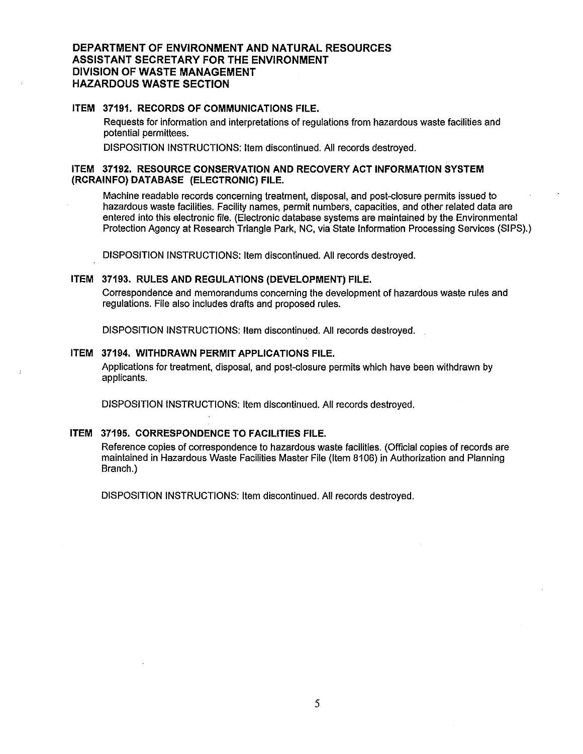**DEPARTMENT OF ENVIRONMENT AND NATURAL RESOURCES**
**ASSISTANT SECRETARY FOR THE ENVIRONMENT**
**DIVISION OF WASTE MANAGEMENT**
**HAZARDOUS WASTE SECTION**

**ITEM 37191. RECORDS OF COMMUNICATIONS FILE.**

Requests for information and interpretations of regulations from hazardous waste facilities and potential permittees.

DISPOSITION INSTRUCTIONS: Item discontinued. All records destroyed.

**ITEM 37192. RESOURCE CONSERVATION AND RECOVERY ACT INFORMATION SYSTEM (RCRAINFO) DATABASE (ELECTRONIC) FILE.**

Machine readable records concerning treatment, disposal, and post-closure permits issued to hazardous waste facilities. Facility names, permit numbers, capacities, and other related data are entered into this electronic file. (Electronic database systems are maintained by the Environmental Protection Agency at Research Triangle Park, NC, via State Information Processing Services (SIPS).)

DISPOSITION INSTRUCTIONS: Item discontinued. All records destroyed.

**ITEM 37193. RULES AND REGULATIONS (DEVELOPMENT) FILE.**

Correspondence and memorandums concerning the development of hazardous waste rules and regulations. File also includes drafts and proposed rules.

DISPOSITION INSTRUCTIONS: Item discontinued. All records destroyed.

**ITEM 37194. WITHDRAWN PERMIT APPLICATIONS FILE.**

Applications for treatment, disposal, and post-closure permits which have been withdrawn by applicants.

DISPOSITION INSTRUCTIONS: Item discontinued. All records destroyed.

**ITEM 37195. CORRESPONDENCE TO FACILITIES FILE.**

Reference copies of correspondence to hazardous waste facilities. (Official copies of records are maintained in Hazardous Waste Facilities Master File (Item 8106) in Authorization and Planning Branch.)

DISPOSITION INSTRUCTIONS: Item discontinued. All records destroyed.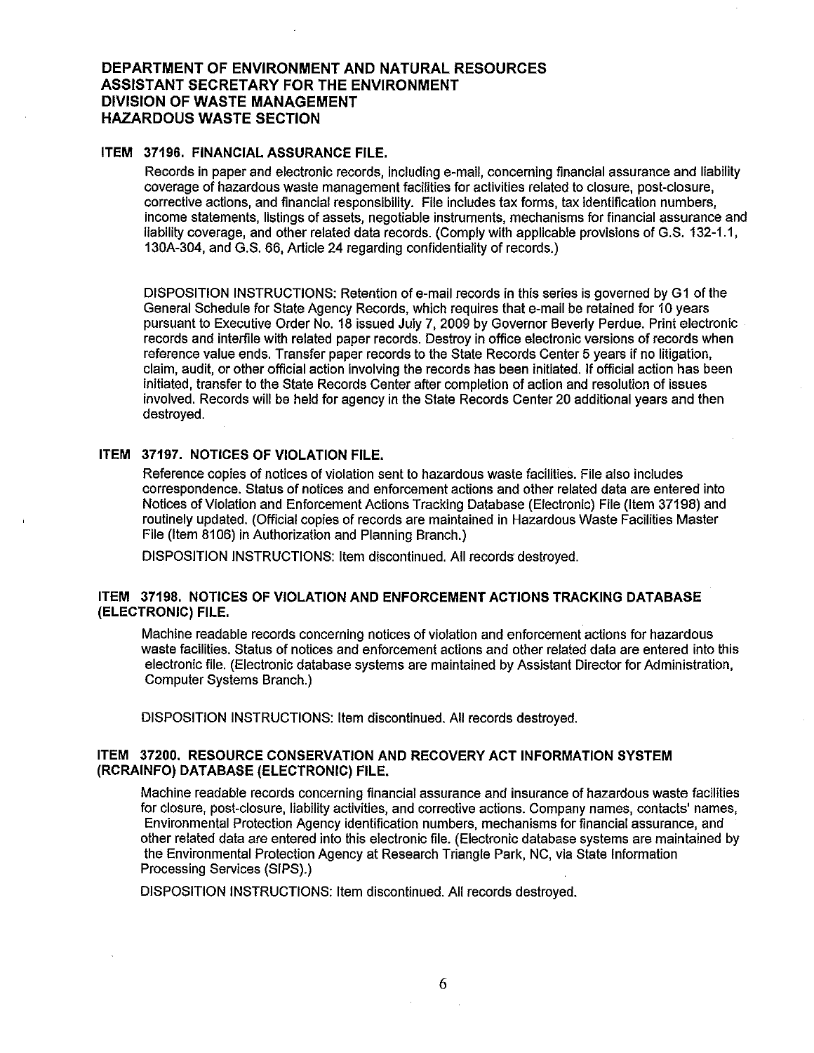**DEPARTMENT OF ENVIRONMENT AND NATURAL RESOURCES**
**ASSISTANT SECRETARY FOR THE ENVIRONMENT**
**DIVISION OF WASTE MANAGEMENT**
**HAZARDOUS WASTE SECTION**

### ITEM 37196. FINANCIAL ASSURANCE FILE.

Records in paper and electronic records, including e-mail, concerning financial assurance and liability coverage of hazardous waste management facilities for activities related to closure, post-closure, corrective actions, and financial responsibility. File includes tax forms, tax identification numbers, income statements, listings of assets, negotiable instruments, mechanisms for financial assurance and liability coverage, and other related data records. (Comply with applicable provisions of G.S. 132-1.1, 130A-304, and G.S. 66, Article 24 regarding confidentiality of records.)

DISPOSITION INSTRUCTIONS: Retention of e-mail records in this series is governed by G1 of the General Schedule for State Agency Records, which requires that e-mail be retained for 10 years pursuant to Executive Order No. 18 issued July 7, 2009 by Governor Beverly Perdue. Print electronic records and interfile with related paper records. Destroy in office electronic versions of records when reference value ends. Transfer paper records to the State Records Center 5 years if no litigation, claim, audit, or other official action involving the records has been initiated. If official action has been initiated, transfer to the State Records Center after completion of action and resolution of issues involved. Records will be held for agency in the State Records Center 20 additional years and then destroyed.

### ITEM 37197. NOTICES OF VIOLATION FILE.

Reference copies of notices of violation sent to hazardous waste facilities. File also includes correspondence. Status of notices and enforcement actions and other related data are entered into Notices of Violation and Enforcement Actions Tracking Database (Electronic) File (Item 37198) and routinely updated. (Official copies of records are maintained in Hazardous Waste Facilities Master File (Item 8106) in Authorization and Planning Branch.)

DISPOSITION INSTRUCTIONS: Item discontinued. All records destroyed.

### ITEM 37198. NOTICES OF VIOLATION AND ENFORCEMENT ACTIONS TRACKING DATABASE (ELECTRONIC) FILE.

Machine readable records concerning notices of violation and enforcement actions for hazardous waste facilities. Status of notices and enforcement actions and other related data are entered into this electronic file. (Electronic database systems are maintained by Assistant Director for Administration, Computer Systems Branch.)

DISPOSITION INSTRUCTIONS: Item discontinued. All records destroyed.

### ITEM 37200. RESOURCE CONSERVATION AND RECOVERY ACT INFORMATION SYSTEM (RCRAINFO) DATABASE (ELECTRONIC) FILE.

Machine readable records concerning financial assurance and insurance of hazardous waste facilities for closure, post-closure, liability activities, and corrective actions. Company names, contacts' names, Environmental Protection Agency identification numbers, mechanisms for financial assurance, and other related data are entered into this electronic file. (Electronic database systems are maintained by the Environmental Protection Agency at Research Triangle Park, NC, via State Information Processing Services (SIPS).)

DISPOSITION INSTRUCTIONS: Item discontinued. All records destroyed.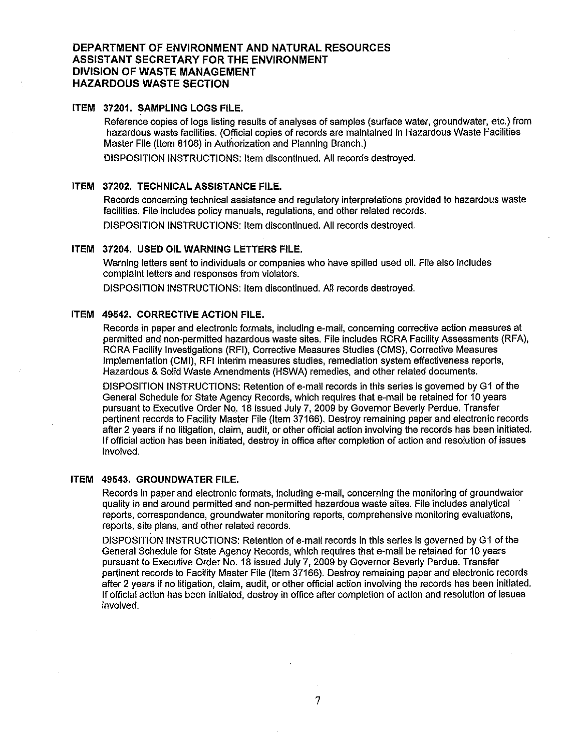## DEPARTMENT OF ENVIRONMENT AND NATURAL RESOURCES
## ASSISTANT SECRETARY FOR THE ENVIRONMENT
## DIVISION OF WASTE MANAGEMENT
## HAZARDOUS WASTE SECTION

### ITEM 37201. SAMPLING LOGS FILE.

Reference copies of logs listing results of analyses of samples (surface water, groundwater, etc.) from hazardous waste facilities. (Official copies of records are maintained in Hazardous Waste Facilities Master File (Item 8106) in Authorization and Planning Branch.)

DISPOSITION INSTRUCTIONS: Item discontinued. All records destroyed.

### ITEM 37202. TECHNICAL ASSISTANCE FILE.

Records concerning technical assistance and regulatory interpretations provided to hazardous waste facilities. File includes policy manuals, regulations, and other related records.

DISPOSITION INSTRUCTIONS: Item discontinued. All records destroyed.

### ITEM 37204. USED OIL WARNING LETTERS FILE.

Warning letters sent to individuals or companies who have spilled used oil. File also includes complaint letters and responses from violators.

DISPOSITION INSTRUCTIONS: Item discontinued. All records destroyed.

### ITEM 49542. CORRECTIVE ACTION FILE.

Records in paper and electronic formats, including e-mail, concerning corrective action measures at permitted and non-permitted hazardous waste sites. File includes RCRA Facility Assessments (RFA), RCRA Facility Investigations (RFI), Corrective Measures Studies (CMS), Corrective Measures Implementation (CMI), RFI interim measures studies, remediation system effectiveness reports, Hazardous & Solid Waste Amendments (HSWA) remedies, and other related documents.

DISPOSITION INSTRUCTIONS: Retention of e-mail records in this series is governed by G1 of the General Schedule for State Agency Records, which requires that e-mail be retained for 10 years pursuant to Executive Order No. 18 issued July 7, 2009 by Governor Beverly Perdue. Transfer pertinent records to Facility Master File (Item 37166). Destroy remaining paper and electronic records after 2 years if no litigation, claim, audit, or other official action involving the records has been initiated. If official action has been initiated, destroy in office after completion of action and resolution of issues involved.

### ITEM 49543. GROUNDWATER FILE.

Records in paper and electronic formats, including e-mail, concerning the monitoring of groundwater quality in and around permitted and non-permitted hazardous waste sites. File includes analytical reports, correspondence, groundwater monitoring reports, comprehensive monitoring evaluations, reports, site plans, and other related records.

DISPOSITION INSTRUCTIONS: Retention of e-mail records in this series is governed by G1 of the General Schedule for State Agency Records, which requires that e-mail be retained for 10 years pursuant to Executive Order No. 18 issued July 7, 2009 by Governor Beverly Perdue. Transfer pertinent records to Facility Master File (Item 37166). Destroy remaining paper and electronic records after 2 years if no litigation, claim, audit, or other official action involving the records has been initiated. If official action has been initiated, destroy in office after completion of action and resolution of issues involved.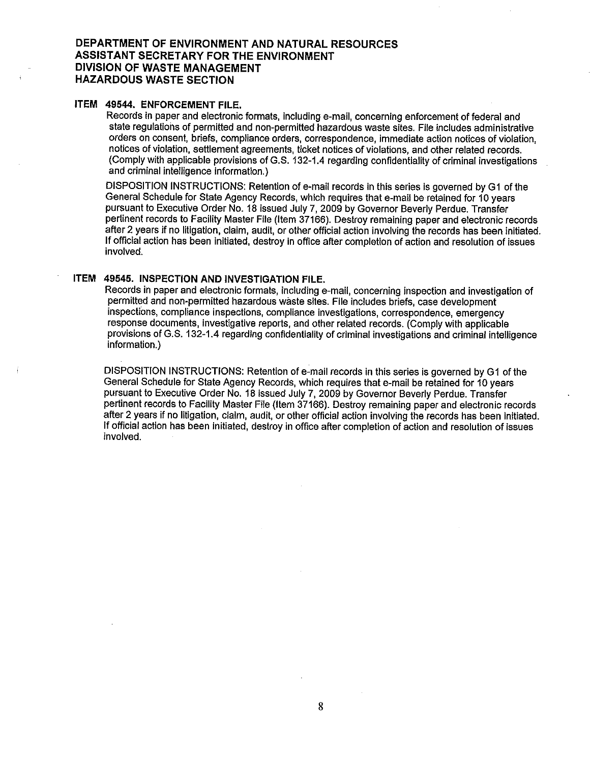**DEPARTMENT OF ENVIRONMENT AND NATURAL RESOURCES**
**ASSISTANT SECRETARY FOR THE ENVIRONMENT**
**DIVISION OF WASTE MANAGEMENT**
**HAZARDOUS WASTE SECTION**

**ITEM 49544. ENFORCEMENT FILE.**

Records in paper and electronic formats, including e-mail, concerning enforcement of federal and state regulations of permitted and non-permitted hazardous waste sites. File includes administrative orders on consent, briefs, compliance orders, correspondence, immediate action notices of violation, notices of violation, settlement agreements, ticket notices of violations, and other related records. (Comply with applicable provisions of G.S. 132-1.4 regarding confidentiality of criminal investigations and criminal intelligence information.)

DISPOSITION INSTRUCTIONS: Retention of e-mail records in this series is governed by G1 of the General Schedule for State Agency Records, which requires that e-mail be retained for 10 years pursuant to Executive Order No. 18 issued July 7, 2009 by Governor Beverly Perdue. Transfer pertinent records to Facility Master File (Item 37166). Destroy remaining paper and electronic records after 2 years if no litigation, claim, audit, or other official action involving the records has been initiated. If official action has been initiated, destroy in office after completion of action and resolution of issues involved.

**ITEM 49545. INSPECTION AND INVESTIGATION FILE.**

Records in paper and electronic formats, including e-mail, concerning inspection and investigation of permitted and non-permitted hazardous waste sites. File includes briefs, case development inspections, compliance inspections, compliance investigations, correspondence, emergency response documents, investigative reports, and other related records. (Comply with applicable provisions of G.S. 132-1.4 regarding confidentiality of criminal investigations and criminal intelligence information.)

DISPOSITION INSTRUCTIONS: Retention of e-mail records in this series is governed by G1 of the General Schedule for State Agency Records, which requires that e-mail be retained for 10 years pursuant to Executive Order No. 18 issued July 7, 2009 by Governor Beverly Perdue. Transfer pertinent records to Facility Master File (Item 37166). Destroy remaining paper and electronic records after 2 years if no litigation, claim, audit, or other official action involving the records has been initiated. If official action has been initiated, destroy in office after completion of action and resolution of issues involved.